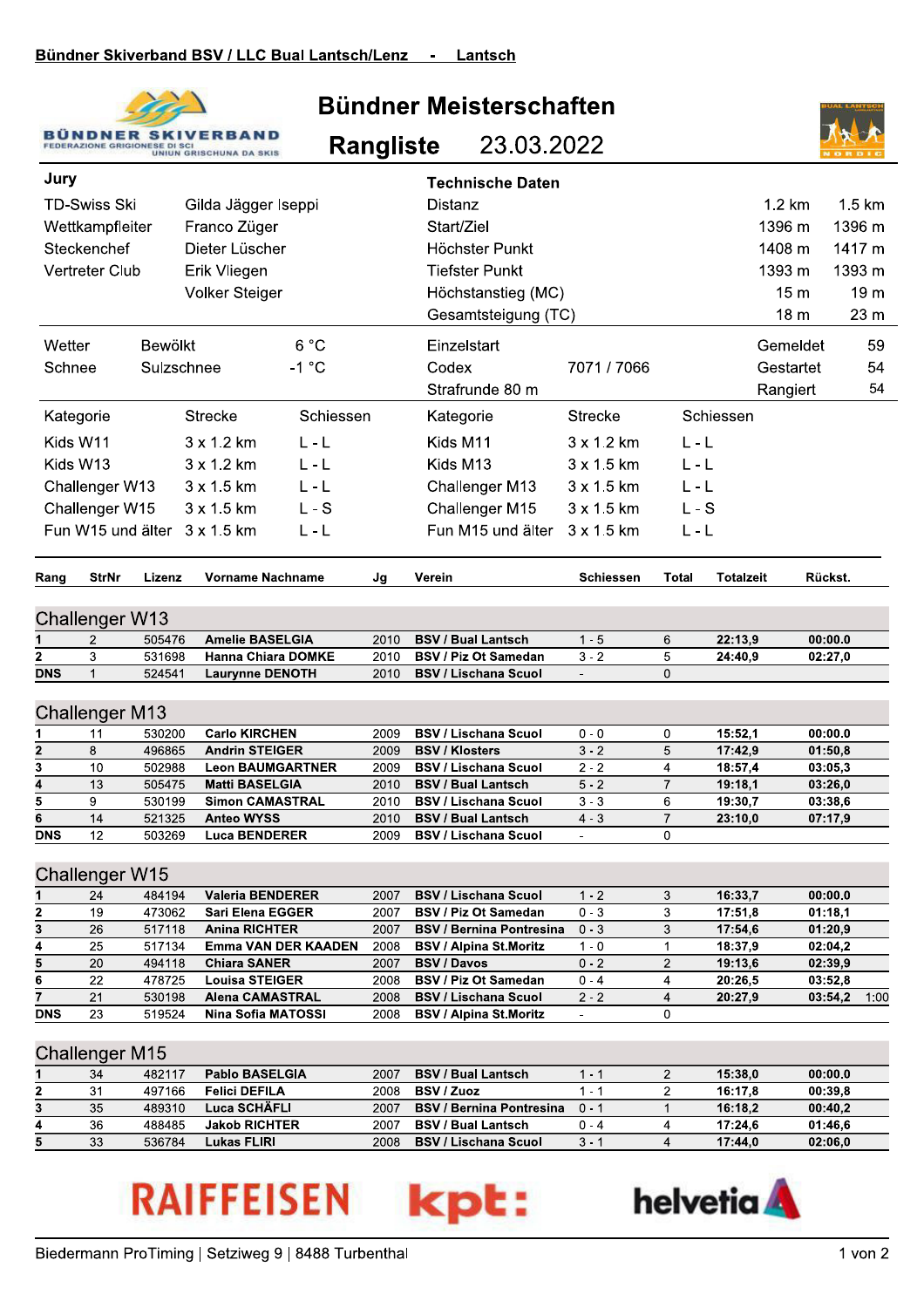Bündner Skiverband BSV / LLC Bual Lantsch/Lenz - Lantsch

BÜNDNER SKIVERBAND
FEDERAZIONE GRIGIONESE DI SCI
UNIUN GRISCHUNA DA SKIS

# Bündner Meisterschaften

## Rangliste 23.03.2022

**Jury**

| | |
|---|---|
| TD-Swiss Ski | Gilda Jägger Iseppi |
| Wettkampfleiter | Franco Züger |
| Steckenchef | Dieter Lüscher |
| Vertreter Club | Erik Vliegen |
| | Volker Steiger |

**Technische Daten**

| | | |
|---|---|---|
| Distanz | 1.2 km | 1.5 km |
| Start/Ziel | 1396 m | 1396 m |
| Höchster Punkt | 1408 m | 1417 m |
| Tiefster Punkt | 1393 m | 1393 m |
| Höchstanstieg (MC) | 15 m | 19 m |
| Gesamtsteigung (TC) | 18 m | 23 m |

| | | |
|---|---|---|
| Wetter | Bewölkt | 6 °C |
| Schnee | Sulzschnee | -1 °C |

Einzelstart
Codex 7071 / 7066
Strafrunde 80 m

| | |
|---|---|
| Gemeldet | 59 |
| Gestartet | 54 |
| Rangiert | 54 |

| Kategorie | Strecke | Schiessen | Kategorie | Strecke | Schiessen |
|---|---|---|---|---|---|
| Kids W11 | 3 x 1.2 km | L - L | Kids M11 | 3 x 1.2 km | L - L |
| Kids W13 | 3 x 1.2 km | L - L | Kids M13 | 3 x 1.5 km | L - L |
| Challenger W13 | 3 x 1.5 km | L - L | Challenger M13 | 3 x 1.5 km | L - L |
| Challenger W15 | 3 x 1.5 km | L - S | Challenger M15 | 3 x 1.5 km | L - S |
| Fun W15 und älter | 3 x 1.5 km | L - L | Fun M15 und älter | 3 x 1.5 km | L - L |

### Challenger W13

| Rang | StrNr | Lizenz | Vorname Nachname | Jg | Verein | Schiessen | Total | Totalzeit | Rückst. | |
|---|---|---|---|---|---|---|---|---|---|---|
| 1 | 2 | 505476 | Amelie BASELGIA | 2010 | BSV / Bual Lantsch | 1 - 5 | 6 | 22:13,9 | 00:00.0 | |
| 2 | 3 | 531698 | Hanna Chiara DOMKE | 2010 | BSV / Piz Ot Samedan | 3 - 2 | 5 | 24:40,9 | 02:27,0 | |
| DNS | 1 | 524541 | Laurynne DENOTH | 2010 | BSV / Lischana Scuol | - | 0 | | | |

### Challenger M13

| Rang | StrNr | Lizenz | Vorname Nachname | Jg | Verein | Schiessen | Total | Totalzeit | Rückst. | |
|---|---|---|---|---|---|---|---|---|---|---|
| 1 | 11 | 530200 | Carlo KIRCHEN | 2009 | BSV / Lischana Scuol | 0 - 0 | 0 | 15:52,1 | 00:00.0 | |
| 2 | 8 | 496865 | Andrin STEIGER | 2009 | BSV / Klosters | 3 - 2 | 5 | 17:42,9 | 01:50,8 | |
| 3 | 10 | 502988 | Leon BAUMGARTNER | 2009 | BSV / Lischana Scuol | 2 - 2 | 4 | 18:57,4 | 03:05,3 | |
| 4 | 13 | 505475 | Matti BASELGIA | 2010 | BSV / Bual Lantsch | 5 - 2 | 7 | 19:18,1 | 03:26,0 | |
| 5 | 9 | 530199 | Simon CAMASTRAL | 2010 | BSV / Lischana Scuol | 3 - 3 | 6 | 19:30,7 | 03:38,6 | |
| 6 | 14 | 521325 | Anteo WYSS | 2010 | BSV / Bual Lantsch | 4 - 3 | 7 | 23:10,0 | 07:17,9 | |
| DNS | 12 | 503269 | Luca BENDERER | 2009 | BSV / Lischana Scuol | - | 0 | | | |

### Challenger W15

| Rang | StrNr | Lizenz | Vorname Nachname | Jg | Verein | Schiessen | Total | Totalzeit | Rückst. | |
|---|---|---|---|---|---|---|---|---|---|---|
| 1 | 24 | 484194 | Valeria BENDERER | 2007 | BSV / Lischana Scuol | 1 - 2 | 3 | 16:33,7 | 00:00.0 | |
| 2 | 19 | 473062 | Sari Elena EGGER | 2007 | BSV / Piz Ot Samedan | 0 - 3 | 3 | 17:51,8 | 01:18,1 | |
| 3 | 26 | 517118 | Anina RICHTER | 2007 | BSV / Bernina Pontresina | 0 - 3 | 3 | 17:54,6 | 01:20,9 | |
| 4 | 25 | 517134 | Emma VAN DER KAADEN | 2008 | BSV / Alpina St.Moritz | 1 - 0 | 1 | 18:37,9 | 02:04,2 | |
| 5 | 20 | 494118 | Chiara SANER | 2007 | BSV / Davos | 0 - 2 | 2 | 19:13,6 | 02:39,9 | |
| 6 | 22 | 478725 | Louisa STEIGER | 2008 | BSV / Piz Ot Samedan | 0 - 4 | 4 | 20:26,5 | 03:52,8 | |
| 7 | 21 | 530198 | Alena CAMASTRAL | 2008 | BSV / Lischana Scuol | 2 - 2 | 4 | 20:27,9 | 03:54,2 | 1:00 |
| DNS | 23 | 519524 | Nina Sofia MATOSSI | 2008 | BSV / Alpina St.Moritz | - | 0 | | | |

### Challenger M15

| Rang | StrNr | Lizenz | Vorname Nachname | Jg | Verein | Schiessen | Total | Totalzeit | Rückst. | |
|---|---|---|---|---|---|---|---|---|---|---|
| 1 | 34 | 482117 | Pablo BASELGIA | 2007 | BSV / Bual Lantsch | 1 - 1 | 2 | 15:38,0 | 00:00.0 | |
| 2 | 31 | 497166 | Felici DEFILA | 2008 | BSV / Zuoz | 1 - 1 | 2 | 16:17,8 | 00:39,8 | |
| 3 | 35 | 489310 | Luca SCHÄFLI | 2007 | BSV / Bernina Pontresina | 0 - 1 | 1 | 16:18,2 | 00:40,2 | |
| 4 | 36 | 488485 | Jakob RICHTER | 2007 | BSV / Bual Lantsch | 0 - 4 | 4 | 17:24,6 | 01:46,6 | |
| 5 | 33 | 536784 | Lukas FLIRI | 2008 | BSV / Lischana Scuol | 3 - 1 | 4 | 17:44,0 | 02:06,0 | |

RAIFFEISEN kpt: helvetia

Biedermann ProTiming | Setziweg 9 | 8488 Turbenthal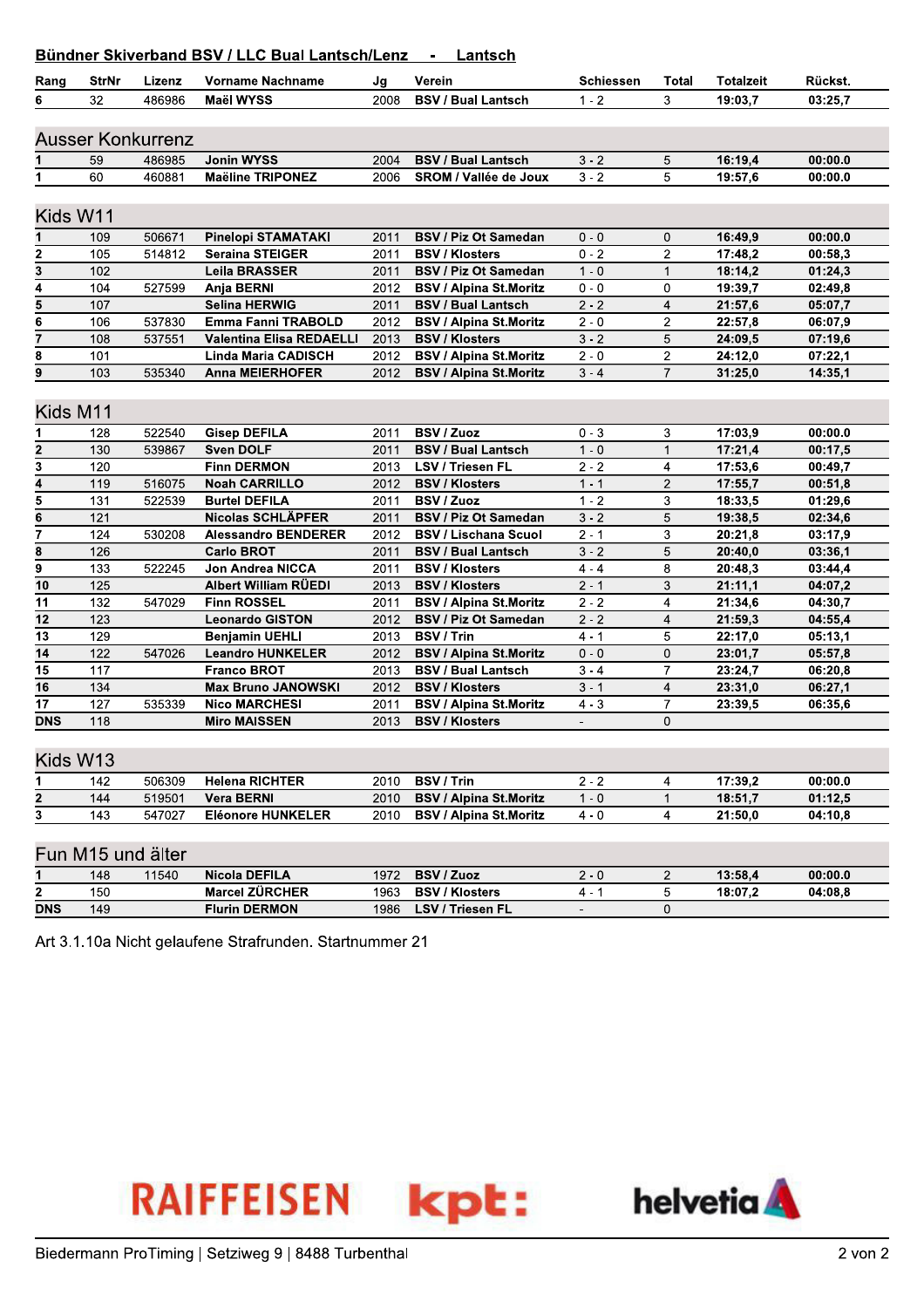## Bündner Skiverband BSV / LLC Bual Lantsch/Lenz - Lantsch

| Rang | StrNr | Lizenz | Vorname Nachname | Jg | Verein | Schiessen | Total | Totalzeit | Rückst. |
|---|---|---|---|---|---|---|---|---|---|
| 6 | 32 | 486986 | Maël WYSS | 2008 | BSV / Bual Lantsch | 1 - 2 | 3 | 19:03,7 | 03:25,7 |

### Ausser Konkurrenz

| Rang | StrNr | Lizenz | Vorname Nachname | Jg | Verein | Schiessen | Total | Totalzeit | Rückst. |
|---|---|---|---|---|---|---|---|---|---|
| 1 | 59 | 486985 | Jonin WYSS | 2004 | BSV / Bual Lantsch | 3 - 2 | 5 | 16:19,4 | 00:00.0 |
| 1 | 60 | 460881 | Maëline TRIPONEZ | 2006 | SROM / Vallée de Joux | 3 - 2 | 5 | 19:57,6 | 00:00.0 |

### Kids W11

| Rang | StrNr | Lizenz | Vorname Nachname | Jg | Verein | Schiessen | Total | Totalzeit | Rückst. |
|---|---|---|---|---|---|---|---|---|---|
| 1 | 109 | 506671 | Pinelopi STAMATAKI | 2011 | BSV / Piz Ot Samedan | 0 - 0 | 0 | 16:49,9 | 00:00.0 |
| 2 | 105 | 514812 | Seraina STEIGER | 2011 | BSV / Klosters | 0 - 2 | 2 | 17:48,2 | 00:58,3 |
| 3 | 102 | | Leila BRASSER | 2011 | BSV / Piz Ot Samedan | 1 - 0 | 1 | 18:14,2 | 01:24,3 |
| 4 | 104 | 527599 | Anja BERNI | 2012 | BSV / Alpina St.Moritz | 0 - 0 | 0 | 19:39,7 | 02:49,8 |
| 5 | 107 | | Selina HERWIG | 2011 | BSV / Bual Lantsch | 2 - 2 | 4 | 21:57,6 | 05:07,7 |
| 6 | 106 | 537830 | Emma Fanni TRABOLD | 2012 | BSV / Alpina St.Moritz | 2 - 0 | 2 | 22:57,8 | 06:07,9 |
| 7 | 108 | 537551 | Valentina Elisa REDAELLI | 2013 | BSV / Klosters | 3 - 2 | 5 | 24:09,5 | 07:19,6 |
| 8 | 101 | | Linda Maria CADISCH | 2012 | BSV / Alpina St.Moritz | 2 - 0 | 2 | 24:12,0 | 07:22,1 |
| 9 | 103 | 535340 | Anna MEIERHOFER | 2012 | BSV / Alpina St.Moritz | 3 - 4 | 7 | 31:25,0 | 14:35,1 |

### Kids M11

| Rang | StrNr | Lizenz | Vorname Nachname | Jg | Verein | Schiessen | Total | Totalzeit | Rückst. |
|---|---|---|---|---|---|---|---|---|---|
| 1 | 128 | 522540 | Gisep DEFILA | 2011 | BSV / Zuoz | 0 - 3 | 3 | 17:03,9 | 00:00.0 |
| 2 | 130 | 539867 | Sven DOLF | 2011 | BSV / Bual Lantsch | 1 - 0 | 1 | 17:21,4 | 00:17,5 |
| 3 | 120 | | Finn DERMON | 2013 | LSV / Triesen FL | 2 - 2 | 4 | 17:53,6 | 00:49,7 |
| 4 | 119 | 516075 | Noah CARRILLO | 2012 | BSV / Klosters | 1 - 1 | 2 | 17:55,7 | 00:51,8 |
| 5 | 131 | 522539 | Burtel DEFILA | 2011 | BSV / Zuoz | 1 - 2 | 3 | 18:33,5 | 01:29,6 |
| 6 | 121 | | Nicolas SCHLÄPFER | 2011 | BSV / Piz Ot Samedan | 3 - 2 | 5 | 19:38,5 | 02:34,6 |
| 7 | 124 | 530208 | Alessandro BENDERER | 2012 | BSV / Lischana Scuol | 2 - 1 | 3 | 20:21,8 | 03:17,9 |
| 8 | 126 | | Carlo BROT | 2011 | BSV / Bual Lantsch | 3 - 2 | 5 | 20:40,0 | 03:36,1 |
| 9 | 133 | 522245 | Jon Andrea NICCA | 2011 | BSV / Klosters | 4 - 4 | 8 | 20:48,3 | 03:44,4 |
| 10 | 125 | | Albert William RÜEDI | 2013 | BSV / Klosters | 2 - 1 | 3 | 21:11,1 | 04:07,2 |
| 11 | 132 | 547029 | Finn ROSSEL | 2011 | BSV / Alpina St.Moritz | 2 - 2 | 4 | 21:34,6 | 04:30,7 |
| 12 | 123 | | Leonardo GISTON | 2012 | BSV / Piz Ot Samedan | 2 - 2 | 4 | 21:59,3 | 04:55,4 |
| 13 | 129 | | Benjamin UEHLI | 2013 | BSV / Trin | 4 - 1 | 5 | 22:17,0 | 05:13,1 |
| 14 | 122 | 547026 | Leandro HUNKELER | 2012 | BSV / Alpina St.Moritz | 0 - 0 | 0 | 23:01,7 | 05:57,8 |
| 15 | 117 | | Franco BROT | 2013 | BSV / Bual Lantsch | 3 - 4 | 7 | 23:24,7 | 06:20,8 |
| 16 | 134 | | Max Bruno JANOWSKI | 2012 | BSV / Klosters | 3 - 1 | 4 | 23:31,0 | 06:27,1 |
| 17 | 127 | 535339 | Nico MARCHESI | 2011 | BSV / Alpina St.Moritz | 4 - 3 | 7 | 23:39,5 | 06:35,6 |
| DNS | 118 | | Miro MAISSEN | 2013 | BSV / Klosters | - | 0 | | |

### Kids W13

| Rang | StrNr | Lizenz | Vorname Nachname | Jg | Verein | Schiessen | Total | Totalzeit | Rückst. |
|---|---|---|---|---|---|---|---|---|---|
| 1 | 142 | 506309 | Helena RICHTER | 2010 | BSV / Trin | 2 - 2 | 4 | 17:39,2 | 00:00.0 |
| 2 | 144 | 519501 | Vera BERNI | 2010 | BSV / Alpina St.Moritz | 1 - 0 | 1 | 18:51,7 | 01:12,5 |
| 3 | 143 | 547027 | Eléonore HUNKELER | 2010 | BSV / Alpina St.Moritz | 4 - 0 | 4 | 21:50,0 | 04:10,8 |

### Fun M15 und älter

| Rang | StrNr | Lizenz | Vorname Nachname | Jg | Verein | Schiessen | Total | Totalzeit | Rückst. |
|---|---|---|---|---|---|---|---|---|---|
| 1 | 148 | 11540 | Nicola DEFILA | 1972 | BSV / Zuoz | 2 - 0 | 2 | 13:58,4 | 00:00.0 |
| 2 | 150 | | Marcel ZÜRCHER | 1963 | BSV / Klosters | 4 - 1 | 5 | 18:07,2 | 04:08,8 |
| DNS | 149 | | Flurin DERMON | 1986 | LSV / Triesen FL | - | 0 | | |

Art 3.1.10a Nicht gelaufene Strafrunden. Startnummer 21

RAIFFEISEN kpt: helvetia

Biedermann ProTiming | Setziweg 9 | 8488 Turbenthal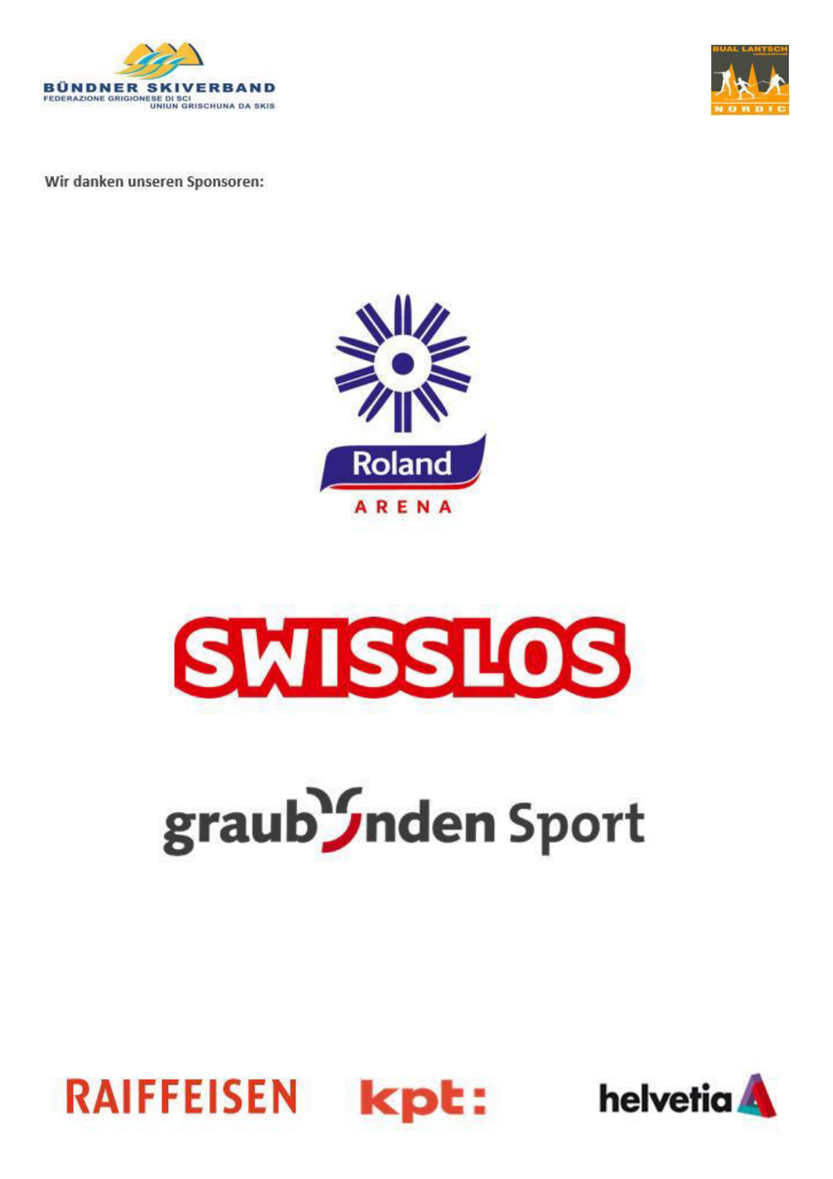BÜNDNER SKIVERBAND
FEDERAZIONE GRIGIONESE DI SCI
UNIUN GRISCHUNA DA SKIS

BUAL LANTSCH
NORDIC

Wir danken unseren Sponsoren:

Roland
ARENA

SWISSLOS

graubünden Sport

RAIFFEISEN

kpt:

helvetia